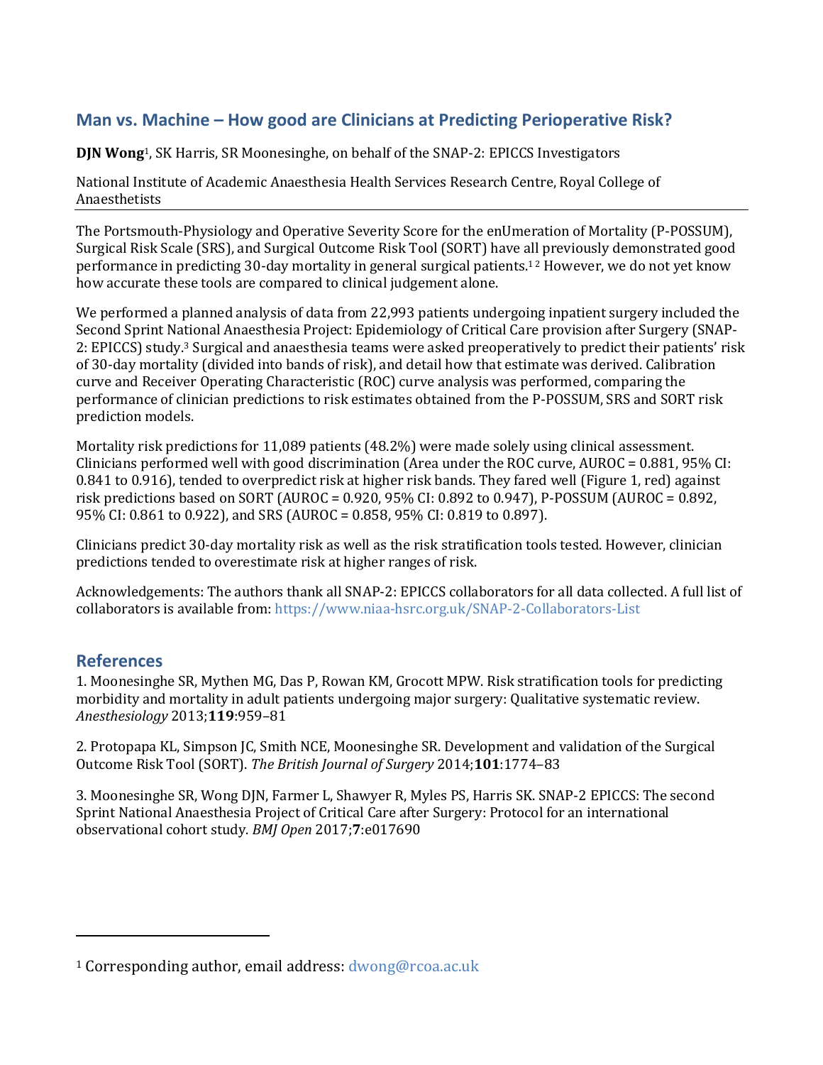## Man vs. Machine – How good are Clinicians at Predicting Perioperative Risk?

**DJN Wong**[1], SK Harris, SR Moonesinghe, on behalf of the SNAP-2: EPICCS Investigators

National Institute of Academic Anaesthesia Health Services Research Centre, Royal College of Anaesthetists

The Portsmouth-Physiology and Operative Severity Score for the enUmeration of Mortality (P-POSSUM), Surgical Risk Scale (SRS), and Surgical Outcome Risk Tool (SORT) have all previously demonstrated good performance in predicting 30-day mortality in general surgical patients.[1,2] However, we do not yet know how accurate these tools are compared to clinical judgement alone.

We performed a planned analysis of data from 22,993 patients undergoing inpatient surgery included the Second Sprint National Anaesthesia Project: Epidemiology of Critical Care provision after Surgery (SNAP-2: EPICCS) study.[3] Surgical and anaesthesia teams were asked preoperatively to predict their patients' risk of 30-day mortality (divided into bands of risk), and detail how that estimate was derived. Calibration curve and Receiver Operating Characteristic (ROC) curve analysis was performed, comparing the performance of clinician predictions to risk estimates obtained from the P-POSSUM, SRS and SORT risk prediction models.

Mortality risk predictions for 11,089 patients (48.2%) were made solely using clinical assessment. Clinicians performed well with good discrimination (Area under the ROC curve, AUROC = 0.881, 95% CI: 0.841 to 0.916), tended to overpredict risk at higher risk bands. They fared well (Figure 1, red) against risk predictions based on SORT (AUROC = 0.920, 95% CI: 0.892 to 0.947), P-POSSUM (AUROC = 0.892, 95% CI: 0.861 to 0.922), and SRS (AUROC = 0.858, 95% CI: 0.819 to 0.897).

Clinicians predict 30-day mortality risk as well as the risk stratification tools tested. However, clinician predictions tended to overestimate risk at higher ranges of risk.

Acknowledgements: The authors thank all SNAP-2: EPICCS collaborators for all data collected. A full list of collaborators is available from: https://www.niaa-hsrc.org.uk/SNAP-2-Collaborators-List

## References

1. Moonesinghe SR, Mythen MG, Das P, Rowan KM, Grocott MPW. Risk stratification tools for predicting morbidity and mortality in adult patients undergoing major surgery: Qualitative systematic review. *Anesthesiology* 2013;**119**:959–81

2. Protopapa KL, Simpson JC, Smith NCE, Moonesinghe SR. Development and validation of the Surgical Outcome Risk Tool (SORT). *The British Journal of Surgery* 2014;**101**:1774–83

3. Moonesinghe SR, Wong DJN, Farmer L, Shawyer R, Myles PS, Harris SK. SNAP-2 EPICCS: The second Sprint National Anaesthesia Project of Critical Care after Surgery: Protocol for an international observational cohort study. *BMJ Open* 2017;**7**:e017690

---

[1] Corresponding author, email address: dwong@rcoa.ac.uk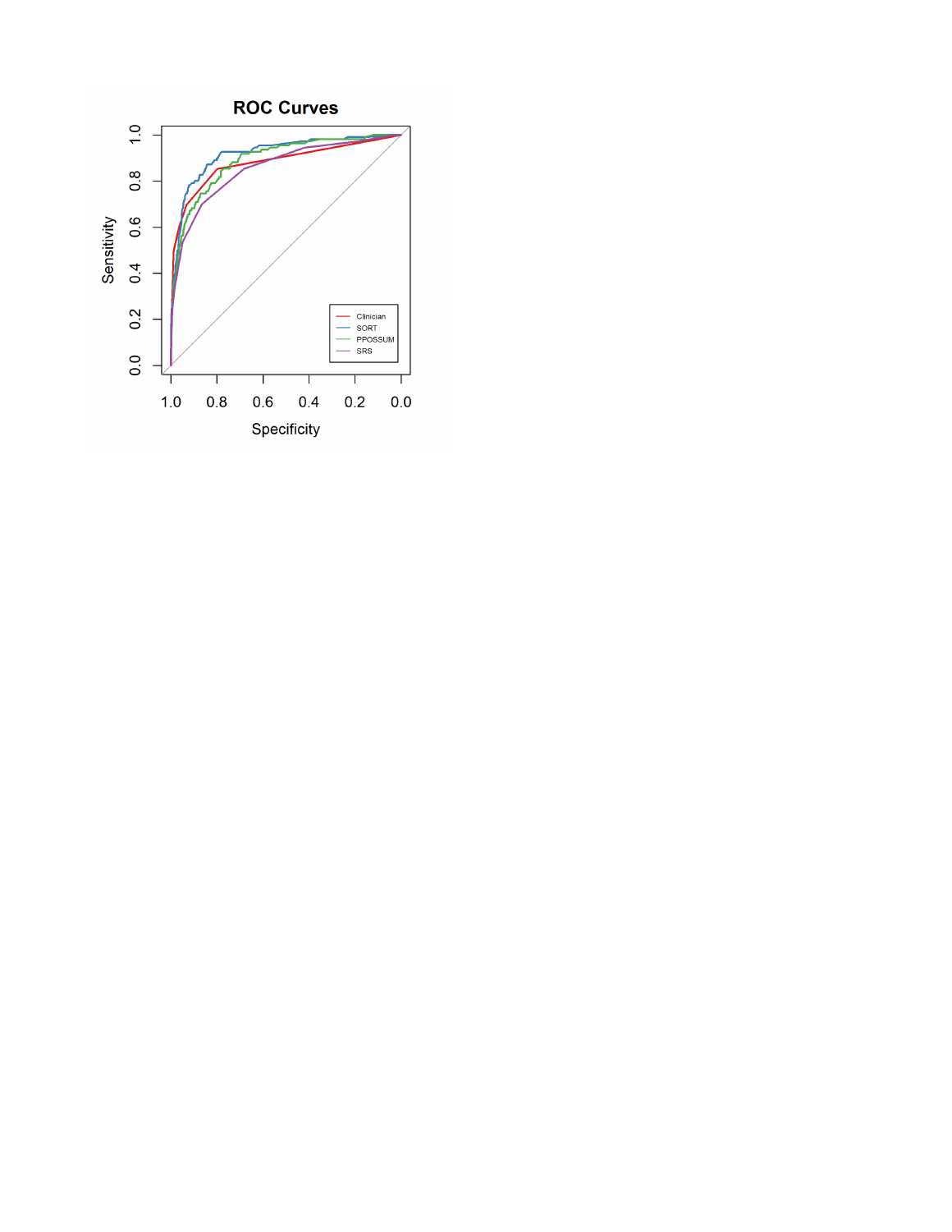ROC Curves

Sensitivity

0.0
0.2
0.4
0.6
0.8
1.0

Specificity

1.0
0.8
0.6
0.4
0.2
0.0

Clinician
SORT
PPOSSUM
SRS